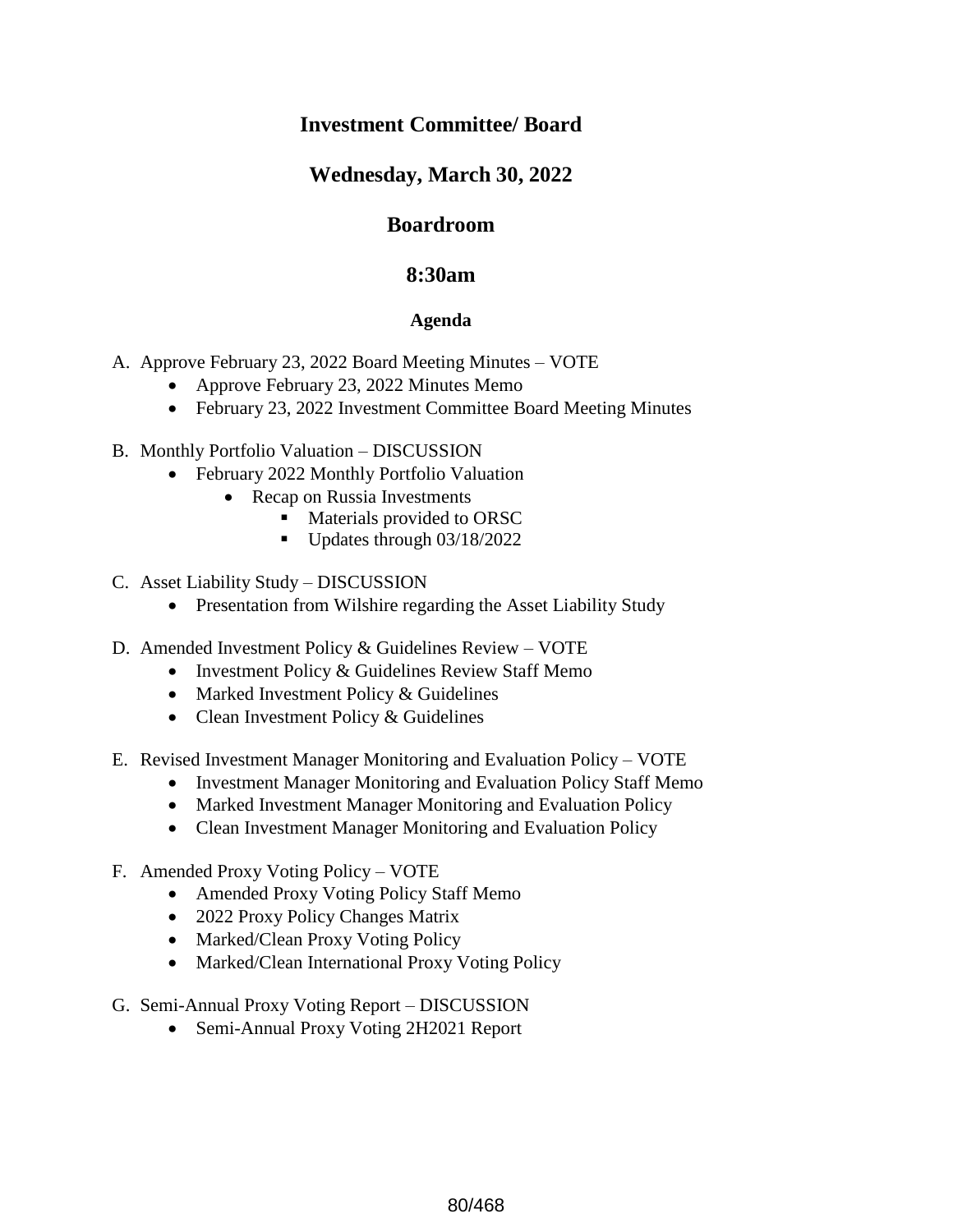# Investment Committee/ Board

## Wednesday, March 30, 2022

## Boardroom

## 8:30am

### Agenda

A. Approve February 23, 2022 Board Meeting Minutes – VOTE
   - Approve February 23, 2022 Minutes Memo
   - February 23, 2022 Investment Committee Board Meeting Minutes

B. Monthly Portfolio Valuation – DISCUSSION
   - February 2022 Monthly Portfolio Valuation
     - Recap on Russia Investments
       - Materials provided to ORSC
       - Updates through 03/18/2022

C. Asset Liability Study – DISCUSSION
   - Presentation from Wilshire regarding the Asset Liability Study

D. Amended Investment Policy & Guidelines Review – VOTE
   - Investment Policy & Guidelines Review Staff Memo
   - Marked Investment Policy & Guidelines
   - Clean Investment Policy & Guidelines

E. Revised Investment Manager Monitoring and Evaluation Policy – VOTE
   - Investment Manager Monitoring and Evaluation Policy Staff Memo
   - Marked Investment Manager Monitoring and Evaluation Policy
   - Clean Investment Manager Monitoring and Evaluation Policy

F. Amended Proxy Voting Policy – VOTE
   - Amended Proxy Voting Policy Staff Memo
   - 2022 Proxy Policy Changes Matrix
   - Marked/Clean Proxy Voting Policy
   - Marked/Clean International Proxy Voting Policy

G. Semi-Annual Proxy Voting Report – DISCUSSION
   - Semi-Annual Proxy Voting 2H2021 Report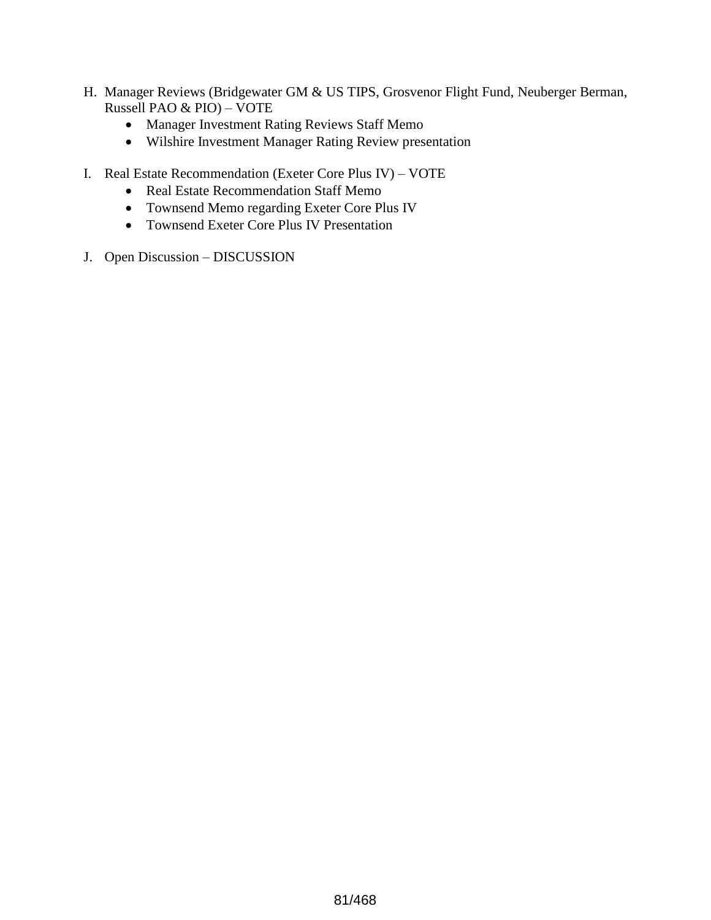H. Manager Reviews (Bridgewater GM & US TIPS, Grosvenor Flight Fund, Neuberger Berman, Russell PAO & PIO) – VOTE
   - Manager Investment Rating Reviews Staff Memo
   - Wilshire Investment Manager Rating Review presentation

I. Real Estate Recommendation (Exeter Core Plus IV) – VOTE
   - Real Estate Recommendation Staff Memo
   - Townsend Memo regarding Exeter Core Plus IV
   - Townsend Exeter Core Plus IV Presentation

J. Open Discussion – DISCUSSION